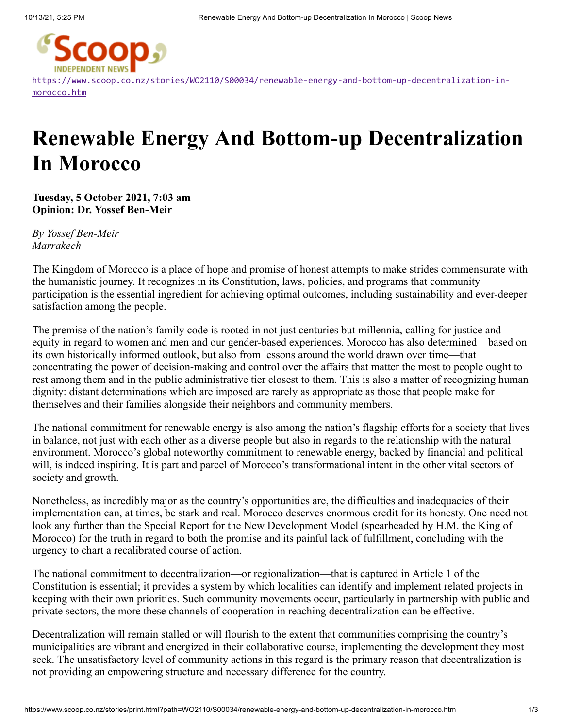https://www.scoop.co.nz/stories/WO2110/S00034/renewable-energy-and-bottom-up-decentralization-in-morocco.htm

# Renewable Energy And Bottom-up Decentralization In Morocco

**Tuesday, 5 October 2021, 7:03 am**
**Opinion: Dr. Yossef Ben-Meir**

*By Yossef Ben-Meir*
*Marrakech*

The Kingdom of Morocco is a place of hope and promise of honest attempts to make strides commensurate with the humanistic journey. It recognizes in its Constitution, laws, policies, and programs that community participation is the essential ingredient for achieving optimal outcomes, including sustainability and ever-deeper satisfaction among the people.

The premise of the nation's family code is rooted in not just centuries but millennia, calling for justice and equity in regard to women and men and our gender-based experiences. Morocco has also determined—based on its own historically informed outlook, but also from lessons around the world drawn over time—that concentrating the power of decision-making and control over the affairs that matter the most to people ought to rest among them and in the public administrative tier closest to them. This is also a matter of recognizing human dignity: distant determinations which are imposed are rarely as appropriate as those that people make for themselves and their families alongside their neighbors and community members.

The national commitment for renewable energy is also among the nation's flagship efforts for a society that lives in balance, not just with each other as a diverse people but also in regards to the relationship with the natural environment. Morocco's global noteworthy commitment to renewable energy, backed by financial and political will, is indeed inspiring. It is part and parcel of Morocco's transformational intent in the other vital sectors of society and growth.

Nonetheless, as incredibly major as the country's opportunities are, the difficulties and inadequacies of their implementation can, at times, be stark and real. Morocco deserves enormous credit for its honesty. One need not look any further than the Special Report for the New Development Model (spearheaded by H.M. the King of Morocco) for the truth in regard to both the promise and its painful lack of fulfillment, concluding with the urgency to chart a recalibrated course of action.

The national commitment to decentralization—or regionalization—that is captured in Article 1 of the Constitution is essential; it provides a system by which localities can identify and implement related projects in keeping with their own priorities. Such community movements occur, particularly in partnership with public and private sectors, the more these channels of cooperation in reaching decentralization can be effective.

Decentralization will remain stalled or will flourish to the extent that communities comprising the country's municipalities are vibrant and energized in their collaborative course, implementing the development they most seek. The unsatisfactory level of community actions in this regard is the primary reason that decentralization is not providing an empowering structure and necessary difference for the country.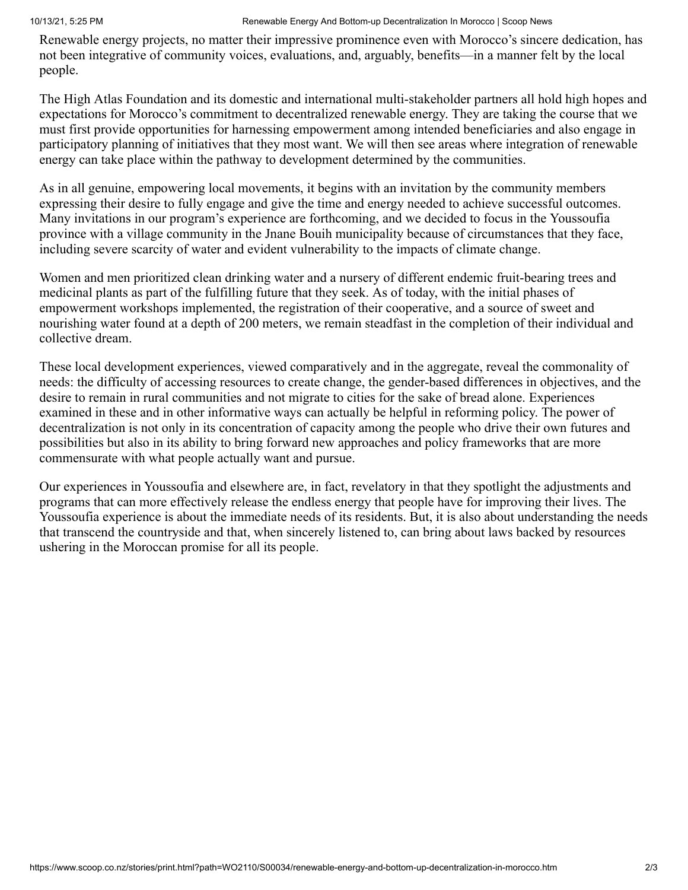Renewable energy projects, no matter their impressive prominence even with Morocco's sincere dedication, has not been integrative of community voices, evaluations, and, arguably, benefits—in a manner felt by the local people.

The High Atlas Foundation and its domestic and international multi-stakeholder partners all hold high hopes and expectations for Morocco's commitment to decentralized renewable energy. They are taking the course that we must first provide opportunities for harnessing empowerment among intended beneficiaries and also engage in participatory planning of initiatives that they most want. We will then see areas where integration of renewable energy can take place within the pathway to development determined by the communities.

As in all genuine, empowering local movements, it begins with an invitation by the community members expressing their desire to fully engage and give the time and energy needed to achieve successful outcomes. Many invitations in our program's experience are forthcoming, and we decided to focus in the Youssoufia province with a village community in the Jnane Bouih municipality because of circumstances that they face, including severe scarcity of water and evident vulnerability to the impacts of climate change.

Women and men prioritized clean drinking water and a nursery of different endemic fruit-bearing trees and medicinal plants as part of the fulfilling future that they seek. As of today, with the initial phases of empowerment workshops implemented, the registration of their cooperative, and a source of sweet and nourishing water found at a depth of 200 meters, we remain steadfast in the completion of their individual and collective dream.

These local development experiences, viewed comparatively and in the aggregate, reveal the commonality of needs: the difficulty of accessing resources to create change, the gender-based differences in objectives, and the desire to remain in rural communities and not migrate to cities for the sake of bread alone. Experiences examined in these and in other informative ways can actually be helpful in reforming policy. The power of decentralization is not only in its concentration of capacity among the people who drive their own futures and possibilities but also in its ability to bring forward new approaches and policy frameworks that are more commensurate with what people actually want and pursue.

Our experiences in Youssoufia and elsewhere are, in fact, revelatory in that they spotlight the adjustments and programs that can more effectively release the endless energy that people have for improving their lives. The Youssoufia experience is about the immediate needs of its residents. But, it is also about understanding the needs that transcend the countryside and that, when sincerely listened to, can bring about laws backed by resources ushering in the Moroccan promise for all its people.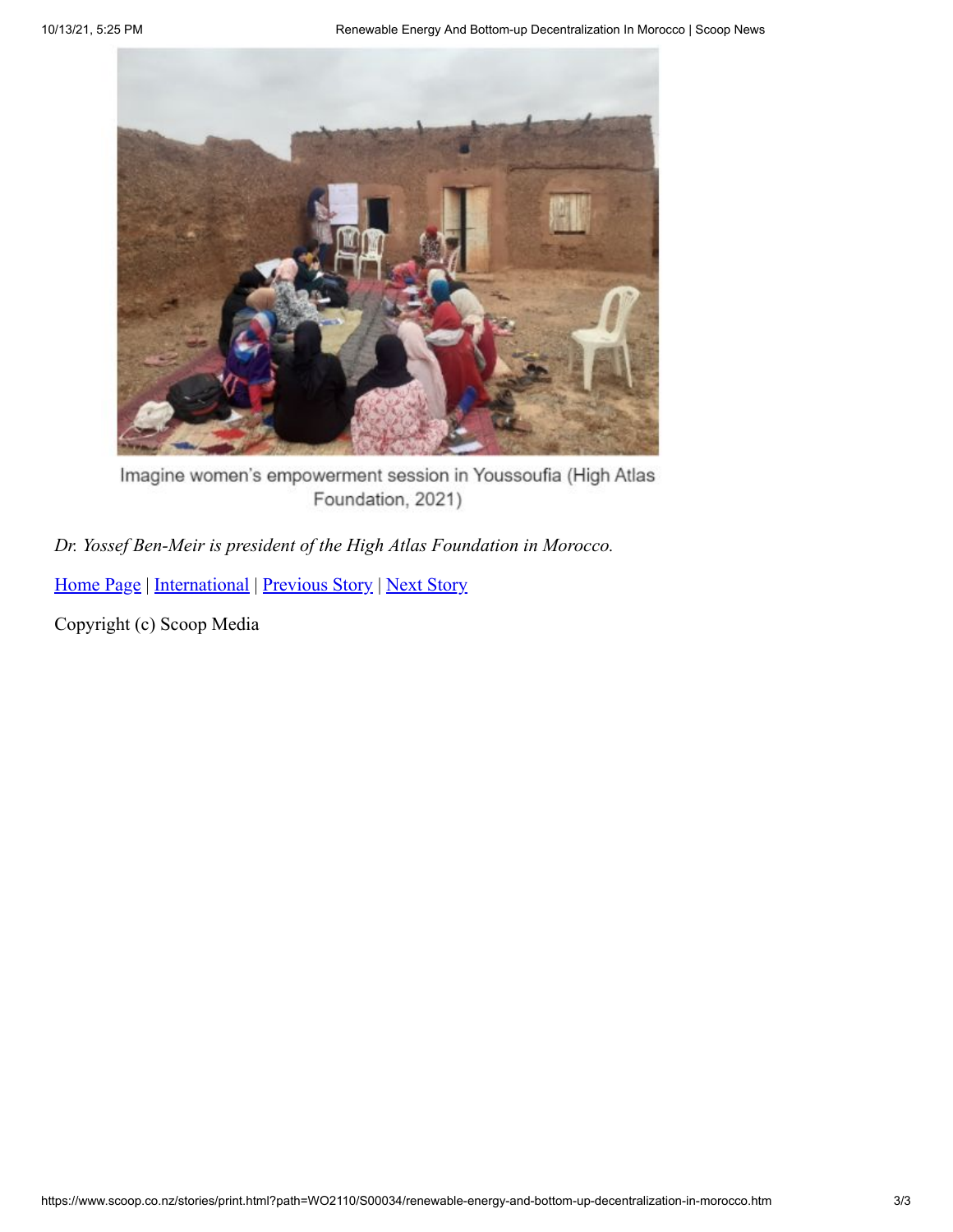Imagine women's empowerment session in Youssoufia (High Atlas Foundation, 2021)

*Dr. Yossef Ben-Meir is president of the High Atlas Foundation in Morocco.*

Home Page | International | Previous Story | Next Story

Copyright (c) Scoop Media